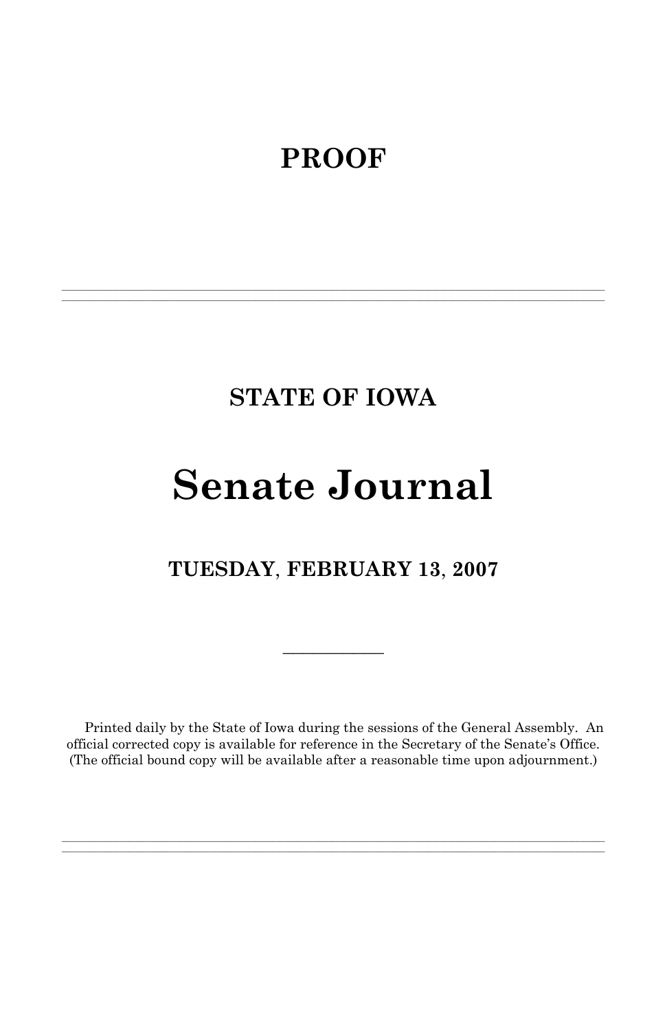# PROOF

---

## STATE OF IOWA

# Senate Journal

## TUESDAY, FEBRUARY 13, 2007

---

Printed daily by the State of Iowa during the sessions of the General Assembly. An official corrected copy is available for reference in the Secretary of the Senate's Office. (The official bound copy will be available after a reasonable time upon adjournment.)

---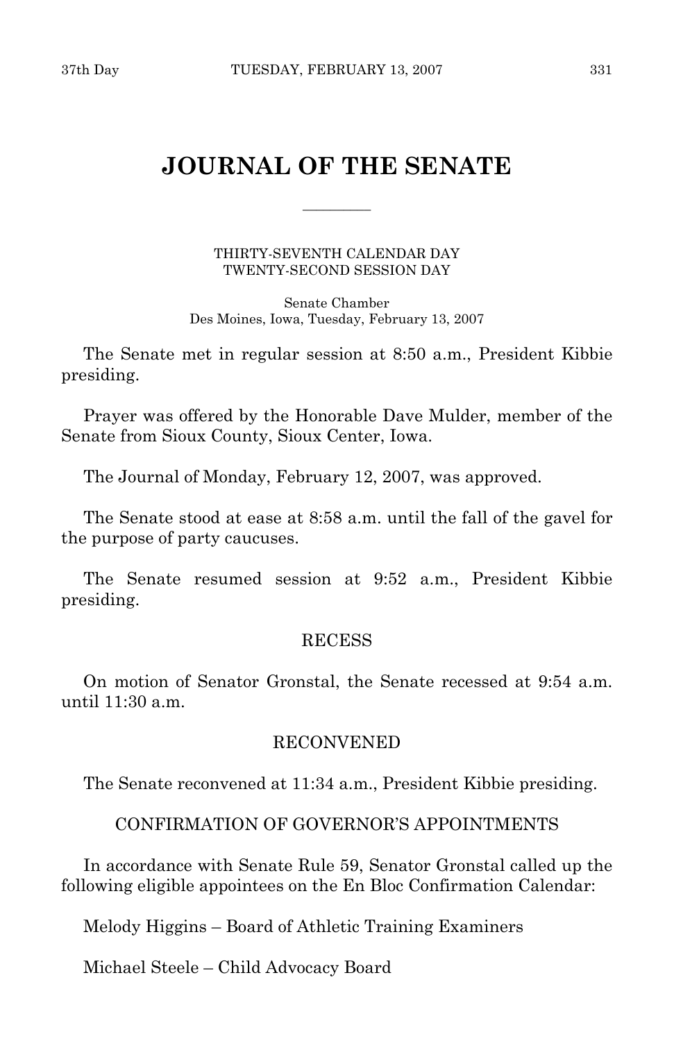# JOURNAL OF THE SENATE

THIRTY-SEVENTH CALENDAR DAY
TWENTY-SECOND SESSION DAY

Senate Chamber
Des Moines, Iowa, Tuesday, February 13, 2007

The Senate met in regular session at 8:50 a.m., President Kibbie presiding.

Prayer was offered by the Honorable Dave Mulder, member of the Senate from Sioux County, Sioux Center, Iowa.

The Journal of Monday, February 12, 2007, was approved.

The Senate stood at ease at 8:58 a.m. until the fall of the gavel for the purpose of party caucuses.

The Senate resumed session at 9:52 a.m., President Kibbie presiding.

## RECESS

On motion of Senator Gronstal, the Senate recessed at 9:54 a.m. until 11:30 a.m.

## RECONVENED

The Senate reconvened at 11:34 a.m., President Kibbie presiding.

## CONFIRMATION OF GOVERNOR'S APPOINTMENTS

In accordance with Senate Rule 59, Senator Gronstal called up the following eligible appointees on the En Bloc Confirmation Calendar:

Melody Higgins – Board of Athletic Training Examiners

Michael Steele – Child Advocacy Board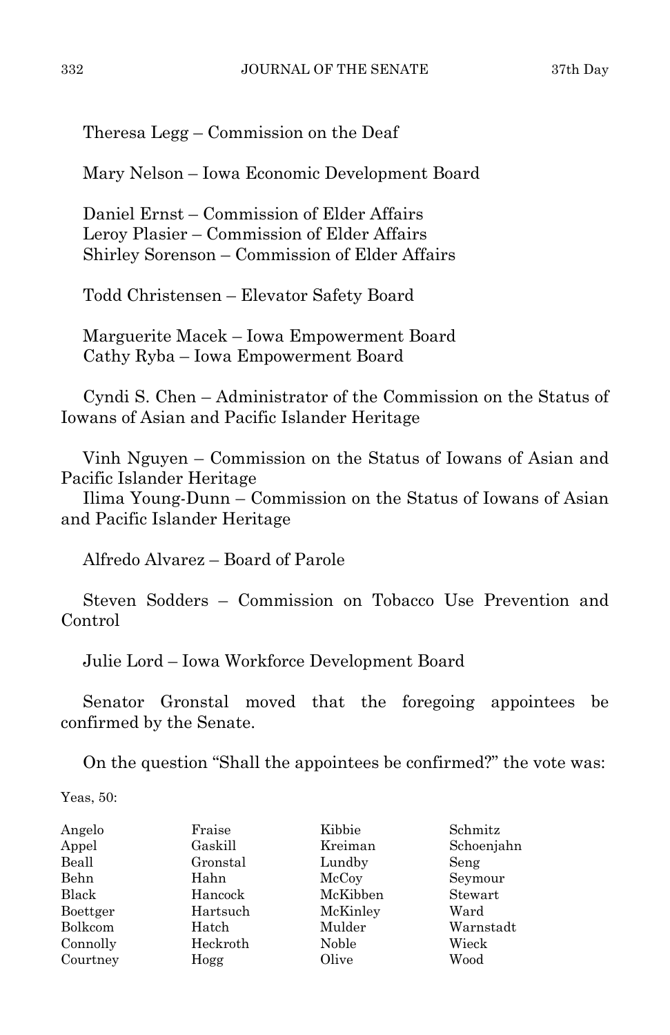Theresa Legg – Commission on the Deaf

Mary Nelson – Iowa Economic Development Board

Daniel Ernst – Commission of Elder Affairs
Leroy Plasier – Commission of Elder Affairs
Shirley Sorenson – Commission of Elder Affairs

Todd Christensen – Elevator Safety Board

Marguerite Macek – Iowa Empowerment Board
Cathy Ryba – Iowa Empowerment Board

Cyndi S. Chen – Administrator of the Commission on the Status of Iowans of Asian and Pacific Islander Heritage

Vinh Nguyen – Commission on the Status of Iowans of Asian and Pacific Islander Heritage
Ilima Young-Dunn – Commission on the Status of Iowans of Asian and Pacific Islander Heritage

Alfredo Alvarez – Board of Parole

Steven Sodders – Commission on Tobacco Use Prevention and Control

Julie Lord – Iowa Workforce Development Board

Senator Gronstal moved that the foregoing appointees be confirmed by the Senate.

On the question "Shall the appointees be confirmed?" the vote was:

Yeas, 50:

| | | | |
|---|---|---|---|
| Angelo | Fraise | Kibbie | Schmitz |
| Appel | Gaskill | Kreiman | Schoenjahn |
| Beall | Gronstal | Lundby | Seng |
| Behn | Hahn | McCoy | Seymour |
| Black | Hancock | McKibben | Stewart |
| Boettger | Hartsuch | McKinley | Ward |
| Bolkcom | Hatch | Mulder | Warnstadt |
| Connolly | Heckroth | Noble | Wieck |
| Courtney | Hogg | Olive | Wood |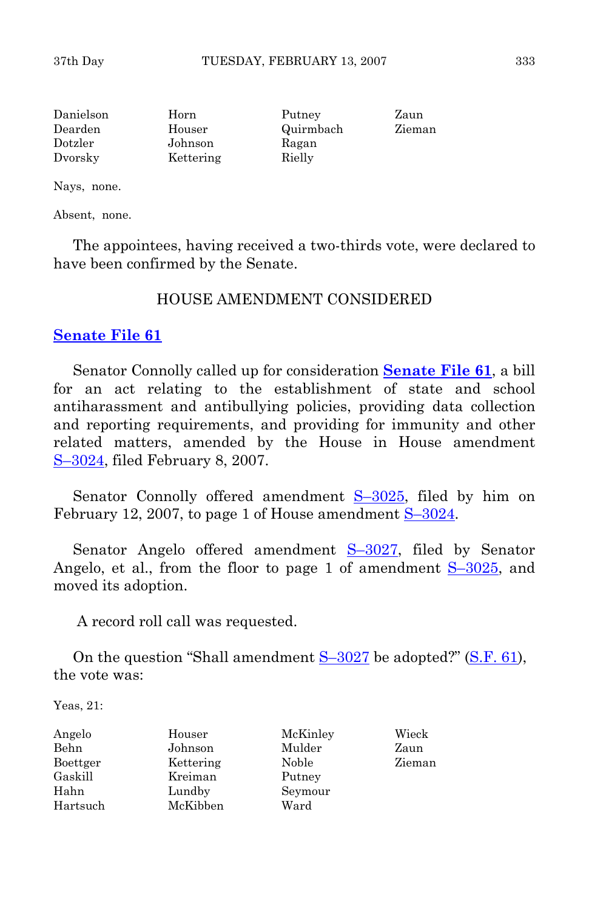| | | | |
|---|---|---|---|
| Danielson | Horn | Putney | Zaun |
| Dearden | Houser | Quirmbach | Zieman |
| Dotzler | Johnson | Ragan | |
| Dvorsky | Kettering | Rielly | |

Nays, none.

Absent, none.

The appointees, having received a two-thirds vote, were declared to have been confirmed by the Senate.

## HOUSE AMENDMENT CONSIDERED

### Senate File 61

Senator Connolly called up for consideration **Senate File 61**, a bill for an act relating to the establishment of state and school antiharassment and antibullying policies, providing data collection and reporting requirements, and providing for immunity and other related matters, amended by the House in House amendment S–3024, filed February 8, 2007.

Senator Connolly offered amendment S–3025, filed by him on February 12, 2007, to page 1 of House amendment S–3024.

Senator Angelo offered amendment S–3027, filed by Senator Angelo, et al., from the floor to page 1 of amendment S–3025, and moved its adoption.

A record roll call was requested.

On the question "Shall amendment S–3027 be adopted?" (S.F. 61), the vote was:

Yeas, 21:

| | | | |
|---|---|---|---|
| Angelo | Houser | McKinley | Wieck |
| Behn | Johnson | Mulder | Zaun |
| Boettger | Kettering | Noble | Zieman |
| Gaskill | Kreiman | Putney | |
| Hahn | Lundby | Seymour | |
| Hartsuch | McKibben | Ward | |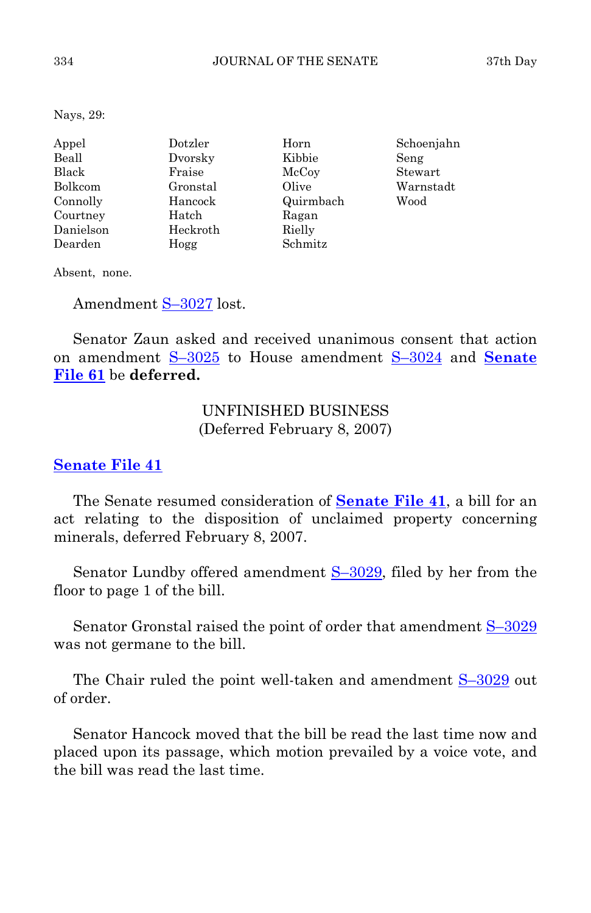Nays, 29:

| | | | |
|---|---|---|---|
| Appel | Dotzler | Horn | Schoenjahn |
| Beall | Dvorsky | Kibbie | Seng |
| Black | Fraise | McCoy | Stewart |
| Bolkcom | Gronstal | Olive | Warnstadt |
| Connolly | Hancock | Quirmbach | Wood |
| Courtney | Hatch | Ragan | |
| Danielson | Heckroth | Rielly | |
| Dearden | Hogg | Schmitz | |

Absent, none.

Amendment S–3027 lost.

Senator Zaun asked and received unanimous consent that action on amendment S–3025 to House amendment S–3024 and **Senate File 61** be **deferred.**

## UNFINISHED BUSINESS
(Deferred February 8, 2007)

### Senate File 41

The Senate resumed consideration of **Senate File 41**, a bill for an act relating to the disposition of unclaimed property concerning minerals, deferred February 8, 2007.

Senator Lundby offered amendment S–3029, filed by her from the floor to page 1 of the bill.

Senator Gronstal raised the point of order that amendment S–3029 was not germane to the bill.

The Chair ruled the point well-taken and amendment S–3029 out of order.

Senator Hancock moved that the bill be read the last time now and placed upon its passage, which motion prevailed by a voice vote, and the bill was read the last time.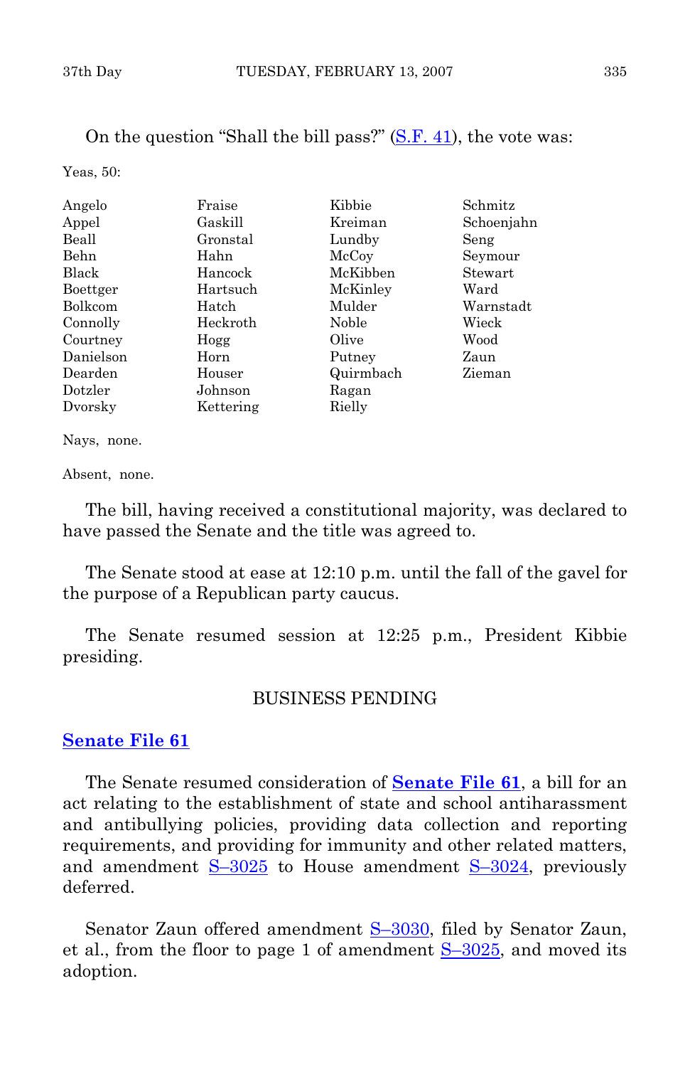On the question "Shall the bill pass?" (S.F. 41), the vote was:

Yeas, 50:

| | | | |
|---|---|---|---|
| Angelo | Fraise | Kibbie | Schmitz |
| Appel | Gaskill | Kreiman | Schoenjahn |
| Beall | Gronstal | Lundby | Seng |
| Behn | Hahn | McCoy | Seymour |
| Black | Hancock | McKibben | Stewart |
| Boettger | Hartsuch | McKinley | Ward |
| Bolkcom | Hatch | Mulder | Warnstadt |
| Connolly | Heckroth | Noble | Wieck |
| Courtney | Hogg | Olive | Wood |
| Danielson | Horn | Putney | Zaun |
| Dearden | Houser | Quirmbach | Zieman |
| Dotzler | Johnson | Ragan | |
| Dvorsky | Kettering | Rielly | |

Nays, none.

Absent, none.

The bill, having received a constitutional majority, was declared to have passed the Senate and the title was agreed to.

The Senate stood at ease at 12:10 p.m. until the fall of the gavel for the purpose of a Republican party caucus.

The Senate resumed session at 12:25 p.m., President Kibbie presiding.

## BUSINESS PENDING

### Senate File 61

The Senate resumed consideration of **Senate File 61**, a bill for an act relating to the establishment of state and school antiharassment and antibullying policies, providing data collection and reporting requirements, and providing for immunity and other related matters, and amendment S–3025 to House amendment S–3024, previously deferred.

Senator Zaun offered amendment S–3030, filed by Senator Zaun, et al., from the floor to page 1 of amendment S–3025, and moved its adoption.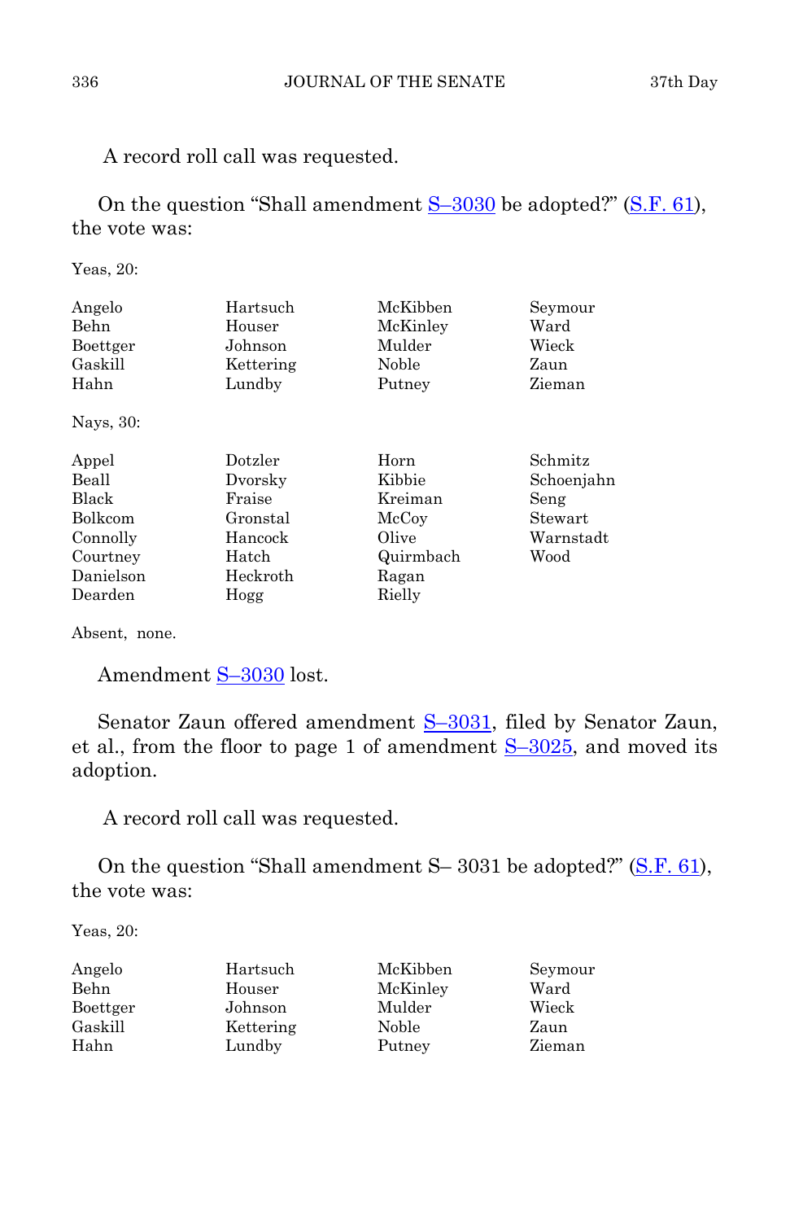A record roll call was requested.

On the question "Shall amendment S–3030 be adopted?" (S.F. 61), the vote was:

Yeas, 20:

| | | | |
|---|---|---|---|
| Angelo | Hartsuch | McKibben | Seymour |
| Behn | Houser | McKinley | Ward |
| Boettger | Johnson | Mulder | Wieck |
| Gaskill | Kettering | Noble | Zaun |
| Hahn | Lundby | Putney | Zieman |

Nays, 30:

| | | | |
|---|---|---|---|
| Appel | Dotzler | Horn | Schmitz |
| Beall | Dvorsky | Kibbie | Schoenjahn |
| Black | Fraise | Kreiman | Seng |
| Bolkcom | Gronstal | McCoy | Stewart |
| Connolly | Hancock | Olive | Warnstadt |
| Courtney | Hatch | Quirmbach | Wood |
| Danielson | Heckroth | Ragan | |
| Dearden | Hogg | Rielly | |

Absent, none.

Amendment S–3030 lost.

Senator Zaun offered amendment S–3031, filed by Senator Zaun, et al., from the floor to page 1 of amendment S–3025, and moved its adoption.

A record roll call was requested.

On the question "Shall amendment S– 3031 be adopted?" (S.F. 61), the vote was:

Yeas, 20:

| | | | |
|---|---|---|---|
| Angelo | Hartsuch | McKibben | Seymour |
| Behn | Houser | McKinley | Ward |
| Boettger | Johnson | Mulder | Wieck |
| Gaskill | Kettering | Noble | Zaun |
| Hahn | Lundby | Putney | Zieman |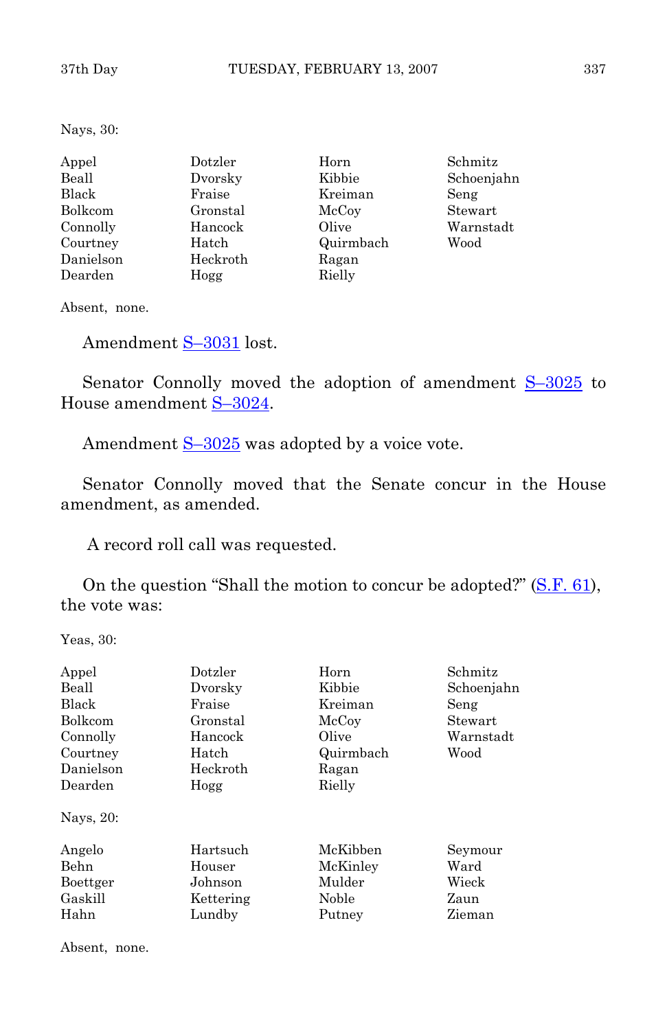Nays, 30:

| | | | |
|---|---|---|---|
| Appel | Dotzler | Horn | Schmitz |
| Beall | Dvorsky | Kibbie | Schoenjahn |
| Black | Fraise | Kreiman | Seng |
| Bolkcom | Gronstal | McCoy | Stewart |
| Connolly | Hancock | Olive | Warnstadt |
| Courtney | Hatch | Quirmbach | Wood |
| Danielson | Heckroth | Ragan | |
| Dearden | Hogg | Rielly | |

Absent, none.

Amendment S–3031 lost.

Senator Connolly moved the adoption of amendment S–3025 to House amendment S–3024.

Amendment S–3025 was adopted by a voice vote.

Senator Connolly moved that the Senate concur in the House amendment, as amended.

A record roll call was requested.

On the question "Shall the motion to concur be adopted?" (S.F. 61), the vote was:

Yeas, 30:

| | | | |
|---|---|---|---|
| Appel | Dotzler | Horn | Schmitz |
| Beall | Dvorsky | Kibbie | Schoenjahn |
| Black | Fraise | Kreiman | Seng |
| Bolkcom | Gronstal | McCoy | Stewart |
| Connolly | Hancock | Olive | Warnstadt |
| Courtney | Hatch | Quirmbach | Wood |
| Danielson | Heckroth | Ragan | |
| Dearden | Hogg | Rielly | |

Nays, 20:

| | | | |
|---|---|---|---|
| Angelo | Hartsuch | McKibben | Seymour |
| Behn | Houser | McKinley | Ward |
| Boettger | Johnson | Mulder | Wieck |
| Gaskill | Kettering | Noble | Zaun |
| Hahn | Lundby | Putney | Zieman |

Absent, none.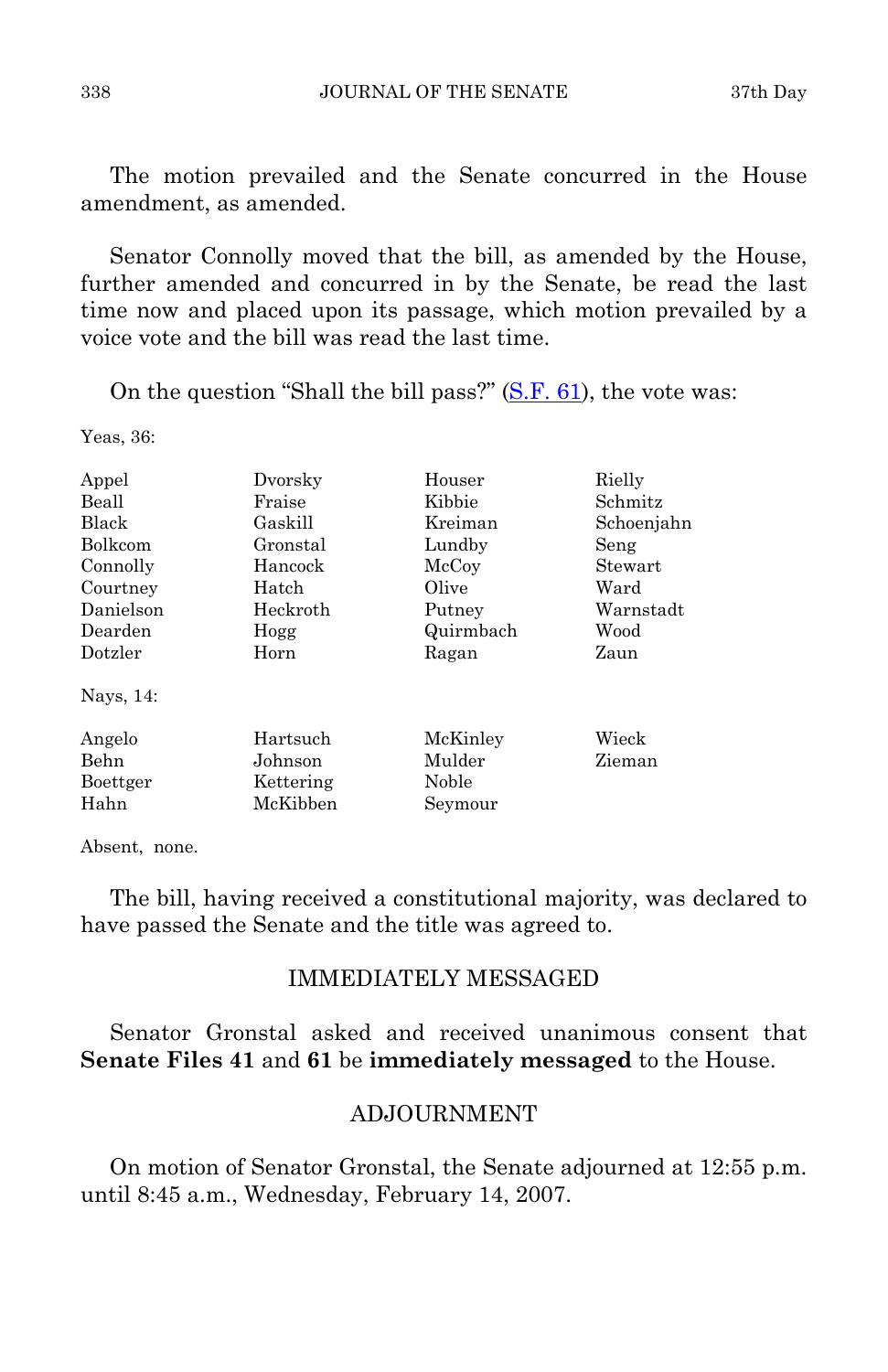The motion prevailed and the Senate concurred in the House amendment, as amended.

Senator Connolly moved that the bill, as amended by the House, further amended and concurred in by the Senate, be read the last time now and placed upon its passage, which motion prevailed by a voice vote and the bill was read the last time.

On the question "Shall the bill pass?" (S.F. 61), the vote was:

Yeas, 36:

| | | | |
|---|---|---|---|
| Appel | Dvorsky | Houser | Rielly |
| Beall | Fraise | Kibbie | Schmitz |
| Black | Gaskill | Kreiman | Schoenjahn |
| Bolkcom | Gronstal | Lundby | Seng |
| Connolly | Hancock | McCoy | Stewart |
| Courtney | Hatch | Olive | Ward |
| Danielson | Heckroth | Putney | Warnstadt |
| Dearden | Hogg | Quirmbach | Wood |
| Dotzler | Horn | Ragan | Zaun |

Nays, 14:

| | | | |
|---|---|---|---|
| Angelo | Hartsuch | McKinley | Wieck |
| Behn | Johnson | Mulder | Zieman |
| Boettger | Kettering | Noble | |
| Hahn | McKibben | Seymour | |

Absent, none.

The bill, having received a constitutional majority, was declared to have passed the Senate and the title was agreed to.

## IMMEDIATELY MESSAGED

Senator Gronstal asked and received unanimous consent that **Senate Files 41** and **61** be **immediately messaged** to the House.

## ADJOURNMENT

On motion of Senator Gronstal, the Senate adjourned at 12:55 p.m. until 8:45 a.m., Wednesday, February 14, 2007.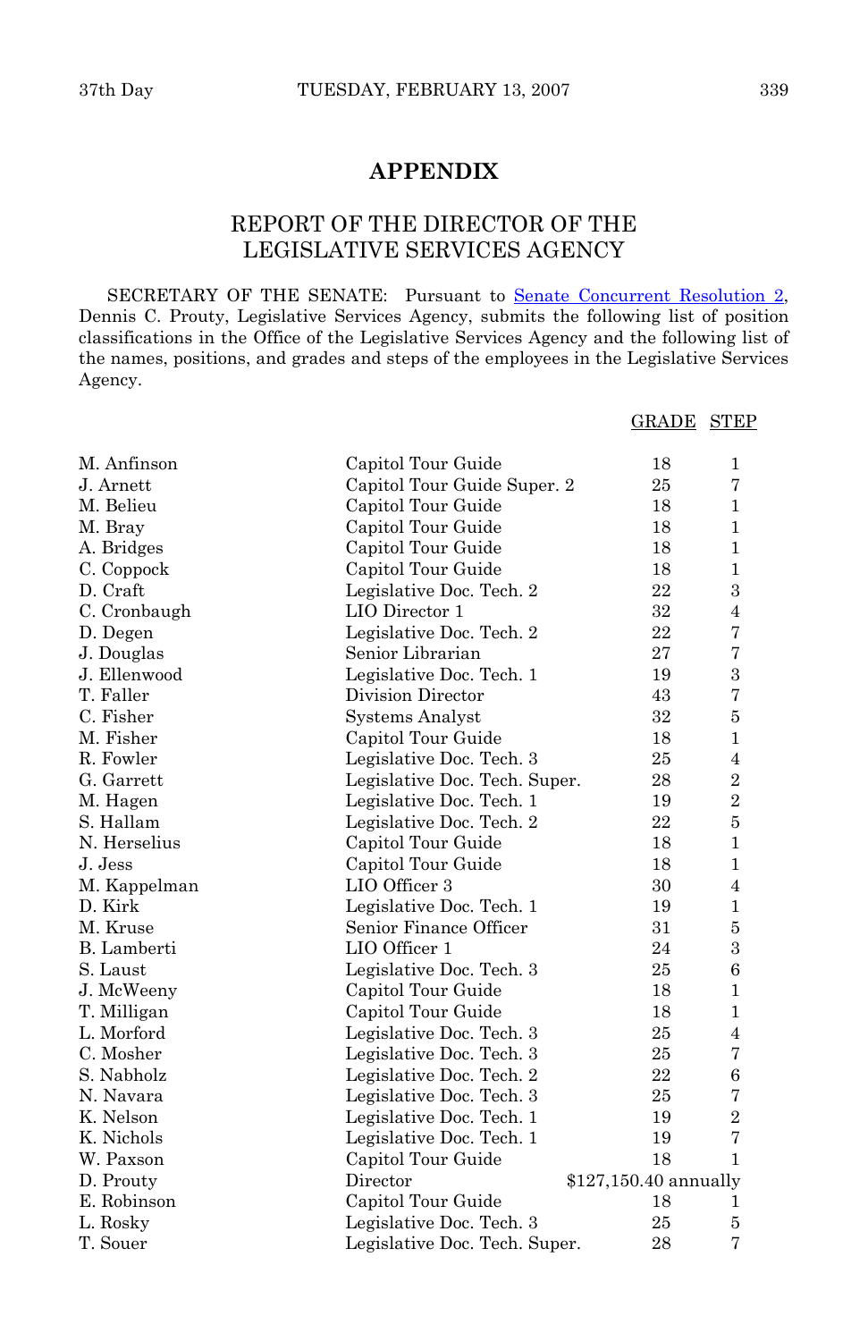## APPENDIX

## REPORT OF THE DIRECTOR OF THE LEGISLATIVE SERVICES AGENCY

SECRETARY OF THE SENATE: Pursuant to Senate Concurrent Resolution 2, Dennis C. Prouty, Legislative Services Agency, submits the following list of position classifications in the Office of the Legislative Services Agency and the following list of the names, positions, and grades and steps of the employees in the Legislative Services Agency.

| | | GRADE | STEP |
|---|---|---|---|
| M. Anfinson | Capitol Tour Guide | 18 | 1 |
| J. Arnett | Capitol Tour Guide Super. 2 | 25 | 7 |
| M. Belieu | Capitol Tour Guide | 18 | 1 |
| M. Bray | Capitol Tour Guide | 18 | 1 |
| A. Bridges | Capitol Tour Guide | 18 | 1 |
| C. Coppock | Capitol Tour Guide | 18 | 1 |
| D. Craft | Legislative Doc. Tech. 2 | 22 | 3 |
| C. Cronbaugh | LIO Director 1 | 32 | 4 |
| D. Degen | Legislative Doc. Tech. 2 | 22 | 7 |
| J. Douglas | Senior Librarian | 27 | 7 |
| J. Ellenwood | Legislative Doc. Tech. 1 | 19 | 3 |
| T. Faller | Division Director | 43 | 7 |
| C. Fisher | Systems Analyst | 32 | 5 |
| M. Fisher | Capitol Tour Guide | 18 | 1 |
| R. Fowler | Legislative Doc. Tech. 3 | 25 | 4 |
| G. Garrett | Legislative Doc. Tech. Super. | 28 | 2 |
| M. Hagen | Legislative Doc. Tech. 1 | 19 | 2 |
| S. Hallam | Legislative Doc. Tech. 2 | 22 | 5 |
| N. Herselius | Capitol Tour Guide | 18 | 1 |
| J. Jess | Capitol Tour Guide | 18 | 1 |
| M. Kappelman | LIO Officer 3 | 30 | 4 |
| D. Kirk | Legislative Doc. Tech. 1 | 19 | 1 |
| M. Kruse | Senior Finance Officer | 31 | 5 |
| B. Lamberti | LIO Officer 1 | 24 | 3 |
| S. Laust | Legislative Doc. Tech. 3 | 25 | 6 |
| J. McWeeny | Capitol Tour Guide | 18 | 1 |
| T. Milligan | Capitol Tour Guide | 18 | 1 |
| L. Morford | Legislative Doc. Tech. 3 | 25 | 4 |
| C. Mosher | Legislative Doc. Tech. 3 | 25 | 7 |
| S. Nabholz | Legislative Doc. Tech. 2 | 22 | 6 |
| N. Navara | Legislative Doc. Tech. 3 | 25 | 7 |
| K. Nelson | Legislative Doc. Tech. 1 | 19 | 2 |
| K. Nichols | Legislative Doc. Tech. 1 | 19 | 7 |
| W. Paxson | Capitol Tour Guide | 18 | 1 |
| D. Prouty | Director | $127,150.40 annually | |
| E. Robinson | Capitol Tour Guide | 18 | 1 |
| L. Rosky | Legislative Doc. Tech. 3 | 25 | 5 |
| T. Souer | Legislative Doc. Tech. Super. | 28 | 7 |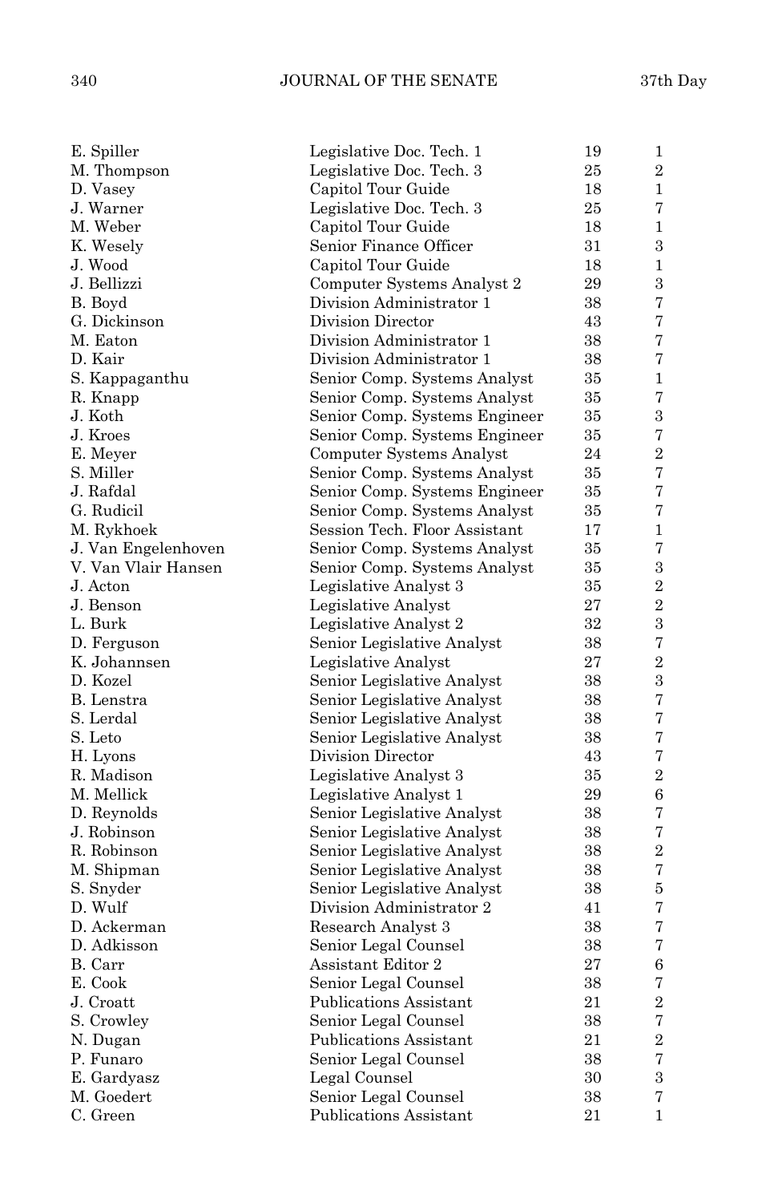| | | | |
|---|---|---|---|
| E. Spiller | Legislative Doc. Tech. 1 | 19 | 1 |
| M. Thompson | Legislative Doc. Tech. 3 | 25 | 2 |
| D. Vasey | Capitol Tour Guide | 18 | 1 |
| J. Warner | Legislative Doc. Tech. 3 | 25 | 7 |
| M. Weber | Capitol Tour Guide | 18 | 1 |
| K. Wesely | Senior Finance Officer | 31 | 3 |
| J. Wood | Capitol Tour Guide | 18 | 1 |
| J. Bellizzi | Computer Systems Analyst 2 | 29 | 3 |
| B. Boyd | Division Administrator 1 | 38 | 7 |
| G. Dickinson | Division Director | 43 | 7 |
| M. Eaton | Division Administrator 1 | 38 | 7 |
| D. Kair | Division Administrator 1 | 38 | 7 |
| S. Kappaganthu | Senior Comp. Systems Analyst | 35 | 1 |
| R. Knapp | Senior Comp. Systems Analyst | 35 | 7 |
| J. Koth | Senior Comp. Systems Engineer | 35 | 3 |
| J. Kroes | Senior Comp. Systems Engineer | 35 | 7 |
| E. Meyer | Computer Systems Analyst | 24 | 2 |
| S. Miller | Senior Comp. Systems Analyst | 35 | 7 |
| J. Rafdal | Senior Comp. Systems Engineer | 35 | 7 |
| G. Rudicil | Senior Comp. Systems Analyst | 35 | 7 |
| M. Rykhoek | Session Tech. Floor Assistant | 17 | 1 |
| J. Van Engelenhoven | Senior Comp. Systems Analyst | 35 | 7 |
| V. Van Vlair Hansen | Senior Comp. Systems Analyst | 35 | 3 |
| J. Acton | Legislative Analyst 3 | 35 | 2 |
| J. Benson | Legislative Analyst | 27 | 2 |
| L. Burk | Legislative Analyst 2 | 32 | 3 |
| D. Ferguson | Senior Legislative Analyst | 38 | 7 |
| K. Johannsen | Legislative Analyst | 27 | 2 |
| D. Kozel | Senior Legislative Analyst | 38 | 3 |
| B. Lenstra | Senior Legislative Analyst | 38 | 7 |
| S. Lerdal | Senior Legislative Analyst | 38 | 7 |
| S. Leto | Senior Legislative Analyst | 38 | 7 |
| H. Lyons | Division Director | 43 | 7 |
| R. Madison | Legislative Analyst 3 | 35 | 2 |
| M. Mellick | Legislative Analyst 1 | 29 | 6 |
| D. Reynolds | Senior Legislative Analyst | 38 | 7 |
| J. Robinson | Senior Legislative Analyst | 38 | 7 |
| R. Robinson | Senior Legislative Analyst | 38 | 2 |
| M. Shipman | Senior Legislative Analyst | 38 | 7 |
| S. Snyder | Senior Legislative Analyst | 38 | 5 |
| D. Wulf | Division Administrator 2 | 41 | 7 |
| D. Ackerman | Research Analyst 3 | 38 | 7 |
| D. Adkisson | Senior Legal Counsel | 38 | 7 |
| B. Carr | Assistant Editor 2 | 27 | 6 |
| E. Cook | Senior Legal Counsel | 38 | 7 |
| J. Croatt | Publications Assistant | 21 | 2 |
| S. Crowley | Senior Legal Counsel | 38 | 7 |
| N. Dugan | Publications Assistant | 21 | 2 |
| P. Funaro | Senior Legal Counsel | 38 | 7 |
| E. Gardyasz | Legal Counsel | 30 | 3 |
| M. Goedert | Senior Legal Counsel | 38 | 7 |
| C. Green | Publications Assistant | 21 | 1 |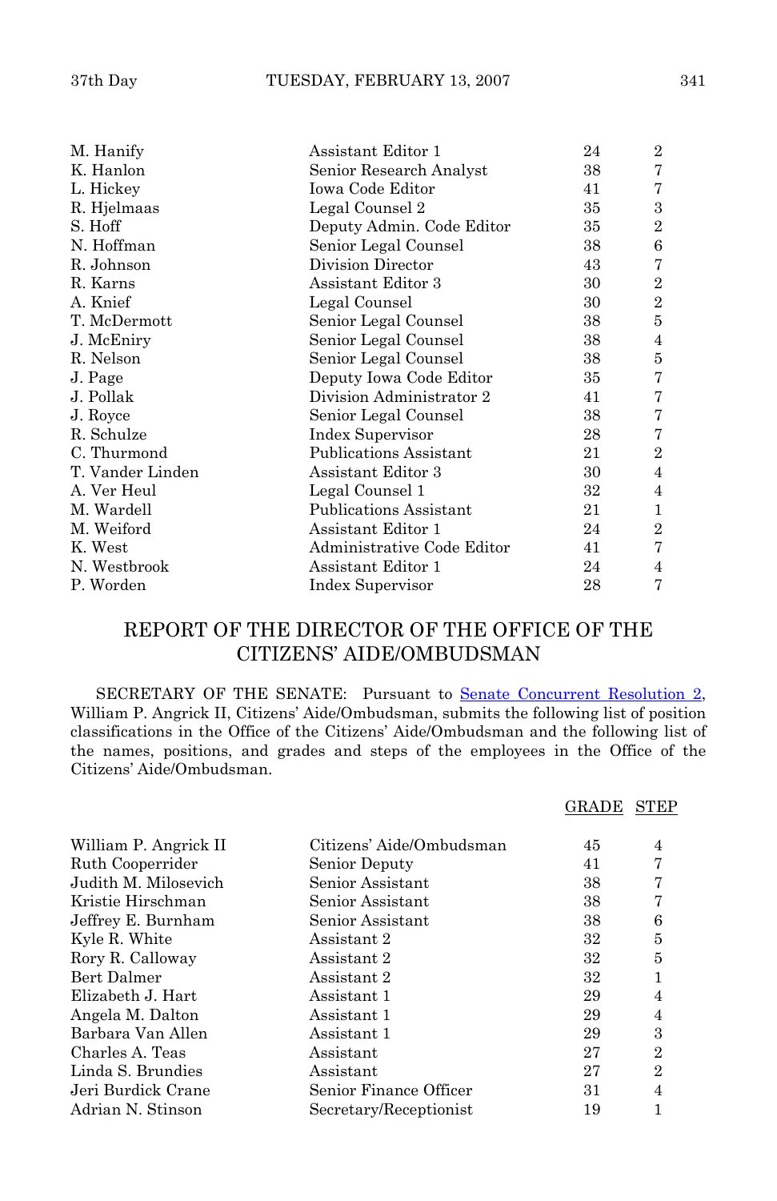| | | | |
|---|---|---|---|
| M. Hanify | Assistant Editor 1 | 24 | 2 |
| K. Hanlon | Senior Research Analyst | 38 | 7 |
| L. Hickey | Iowa Code Editor | 41 | 7 |
| R. Hjelmaas | Legal Counsel 2 | 35 | 3 |
| S. Hoff | Deputy Admin. Code Editor | 35 | 2 |
| N. Hoffman | Senior Legal Counsel | 38 | 6 |
| R. Johnson | Division Director | 43 | 7 |
| R. Karns | Assistant Editor 3 | 30 | 2 |
| A. Knief | Legal Counsel | 30 | 2 |
| T. McDermott | Senior Legal Counsel | 38 | 5 |
| J. McEniry | Senior Legal Counsel | 38 | 4 |
| R. Nelson | Senior Legal Counsel | 38 | 5 |
| J. Page | Deputy Iowa Code Editor | 35 | 7 |
| J. Pollak | Division Administrator 2 | 41 | 7 |
| J. Royce | Senior Legal Counsel | 38 | 7 |
| R. Schulze | Index Supervisor | 28 | 7 |
| C. Thurmond | Publications Assistant | 21 | 2 |
| T. Vander Linden | Assistant Editor 3 | 30 | 4 |
| A. Ver Heul | Legal Counsel 1 | 32 | 4 |
| M. Wardell | Publications Assistant | 21 | 1 |
| M. Weiford | Assistant Editor 1 | 24 | 2 |
| K. West | Administrative Code Editor | 41 | 7 |
| N. Westbrook | Assistant Editor 1 | 24 | 4 |
| P. Worden | Index Supervisor | 28 | 7 |

## REPORT OF THE DIRECTOR OF THE OFFICE OF THE CITIZENS' AIDE/OMBUDSMAN

SECRETARY OF THE SENATE: Pursuant to Senate Concurrent Resolution 2, William P. Angrick II, Citizens' Aide/Ombudsman, submits the following list of position classifications in the Office of the Citizens' Aide/Ombudsman and the following list of the names, positions, and grades and steps of the employees in the Office of the Citizens' Aide/Ombudsman.

| | | GRADE | STEP |
|---|---|---|---|
| William P. Angrick II | Citizens' Aide/Ombudsman | 45 | 4 |
| Ruth Cooperrider | Senior Deputy | 41 | 7 |
| Judith M. Milosevich | Senior Assistant | 38 | 7 |
| Kristie Hirschman | Senior Assistant | 38 | 7 |
| Jeffrey E. Burnham | Senior Assistant | 38 | 6 |
| Kyle R. White | Assistant 2 | 32 | 5 |
| Rory R. Calloway | Assistant 2 | 32 | 5 |
| Bert Dalmer | Assistant 2 | 32 | 1 |
| Elizabeth J. Hart | Assistant 1 | 29 | 4 |
| Angela M. Dalton | Assistant 1 | 29 | 4 |
| Barbara Van Allen | Assistant 1 | 29 | 3 |
| Charles A. Teas | Assistant | 27 | 2 |
| Linda S. Brundies | Assistant | 27 | 2 |
| Jeri Burdick Crane | Senior Finance Officer | 31 | 4 |
| Adrian N. Stinson | Secretary/Receptionist | 19 | 1 |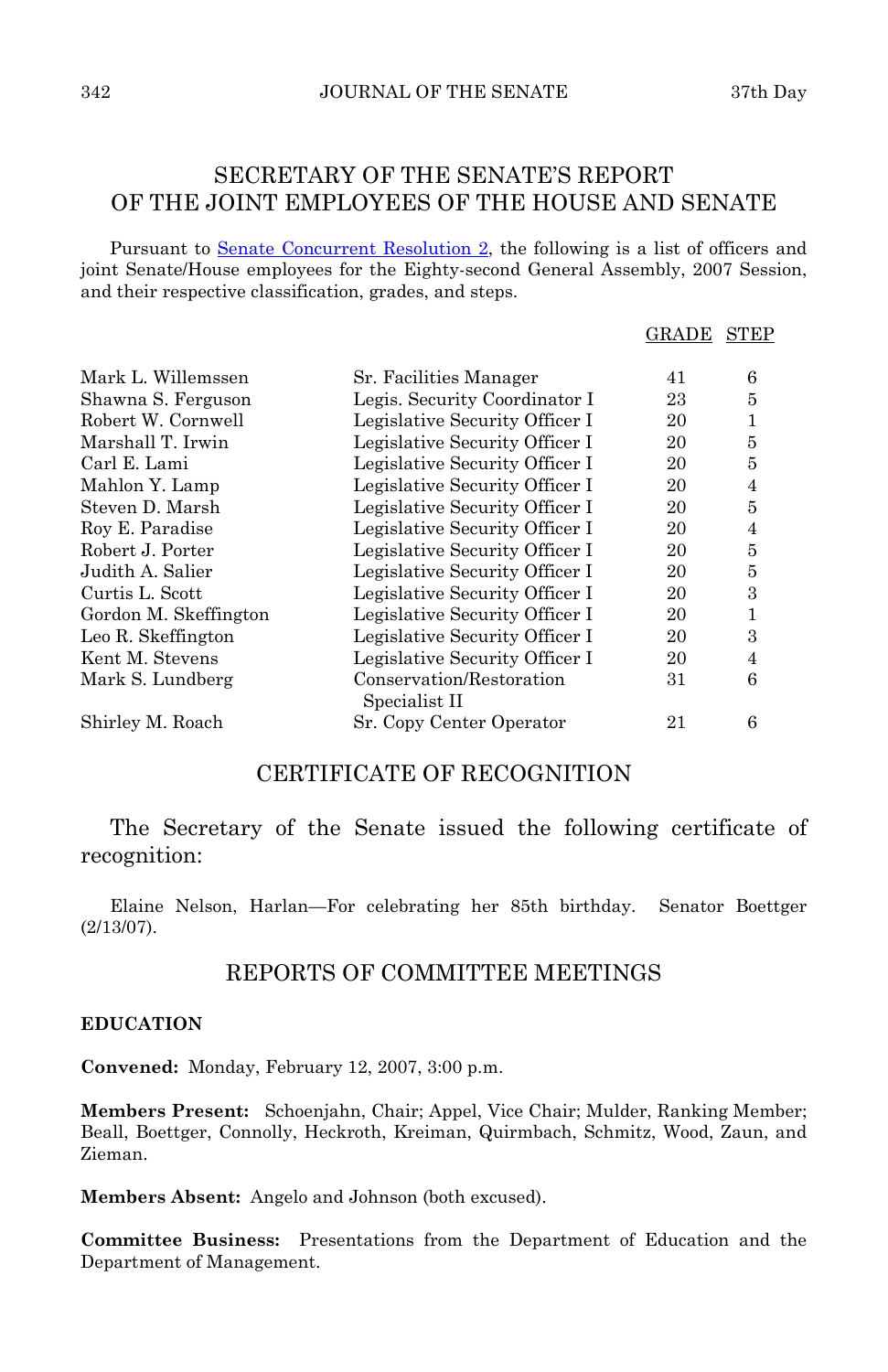## SECRETARY OF THE SENATE'S REPORT OF THE JOINT EMPLOYEES OF THE HOUSE AND SENATE

Pursuant to Senate Concurrent Resolution 2, the following is a list of officers and joint Senate/House employees for the Eighty-second General Assembly, 2007 Session, and their respective classification, grades, and steps.

| | | GRADE | STEP |
|---|---|---|---|
| Mark L. Willemssen | Sr. Facilities Manager | 41 | 6 |
| Shawna S. Ferguson | Legis. Security Coordinator I | 23 | 5 |
| Robert W. Cornwell | Legislative Security Officer I | 20 | 1 |
| Marshall T. Irwin | Legislative Security Officer I | 20 | 5 |
| Carl E. Lami | Legislative Security Officer I | 20 | 5 |
| Mahlon Y. Lamp | Legislative Security Officer I | 20 | 4 |
| Steven D. Marsh | Legislative Security Officer I | 20 | 5 |
| Roy E. Paradise | Legislative Security Officer I | 20 | 4 |
| Robert J. Porter | Legislative Security Officer I | 20 | 5 |
| Judith A. Salier | Legislative Security Officer I | 20 | 5 |
| Curtis L. Scott | Legislative Security Officer I | 20 | 3 |
| Gordon M. Skeffington | Legislative Security Officer I | 20 | 1 |
| Leo R. Skeffington | Legislative Security Officer I | 20 | 3 |
| Kent M. Stevens | Legislative Security Officer I | 20 | 4 |
| Mark S. Lundberg | Conservation/Restoration Specialist II | 31 | 6 |
| Shirley M. Roach | Sr. Copy Center Operator | 21 | 6 |

## CERTIFICATE OF RECOGNITION

The Secretary of the Senate issued the following certificate of recognition:

Elaine Nelson, Harlan—For celebrating her 85th birthday. Senator Boettger (2/13/07).

## REPORTS OF COMMITTEE MEETINGS

**EDUCATION**

**Convened:** Monday, February 12, 2007, 3:00 p.m.

**Members Present:** Schoenjahn, Chair; Appel, Vice Chair; Mulder, Ranking Member; Beall, Boettger, Connolly, Heckroth, Kreiman, Quirmbach, Schmitz, Wood, Zaun, and Zieman.

**Members Absent:** Angelo and Johnson (both excused).

**Committee Business:** Presentations from the Department of Education and the Department of Management.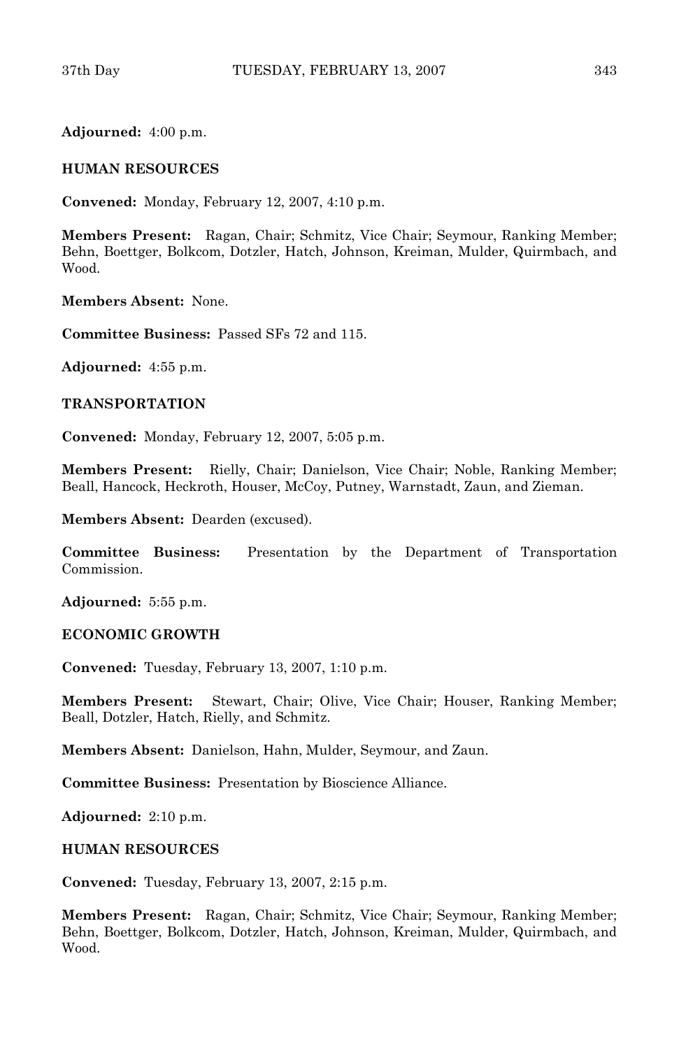**Adjourned:** 4:00 p.m.

**HUMAN RESOURCES**

**Convened:** Monday, February 12, 2007, 4:10 p.m.

**Members Present:** Ragan, Chair; Schmitz, Vice Chair; Seymour, Ranking Member; Behn, Boettger, Bolkcom, Dotzler, Hatch, Johnson, Kreiman, Mulder, Quirmbach, and Wood.

**Members Absent:** None.

**Committee Business:** Passed SFs 72 and 115.

**Adjourned:** 4:55 p.m.

**TRANSPORTATION**

**Convened:** Monday, February 12, 2007, 5:05 p.m.

**Members Present:** Rielly, Chair; Danielson, Vice Chair; Noble, Ranking Member; Beall, Hancock, Heckroth, Houser, McCoy, Putney, Warnstadt, Zaun, and Zieman.

**Members Absent:** Dearden (excused).

**Committee Business:** Presentation by the Department of Transportation Commission.

**Adjourned:** 5:55 p.m.

**ECONOMIC GROWTH**

**Convened:** Tuesday, February 13, 2007, 1:10 p.m.

**Members Present:** Stewart, Chair; Olive, Vice Chair; Houser, Ranking Member; Beall, Dotzler, Hatch, Rielly, and Schmitz.

**Members Absent:** Danielson, Hahn, Mulder, Seymour, and Zaun.

**Committee Business:** Presentation by Bioscience Alliance.

**Adjourned:** 2:10 p.m.

**HUMAN RESOURCES**

**Convened:** Tuesday, February 13, 2007, 2:15 p.m.

**Members Present:** Ragan, Chair; Schmitz, Vice Chair; Seymour, Ranking Member; Behn, Boettger, Bolkcom, Dotzler, Hatch, Johnson, Kreiman, Mulder, Quirmbach, and Wood.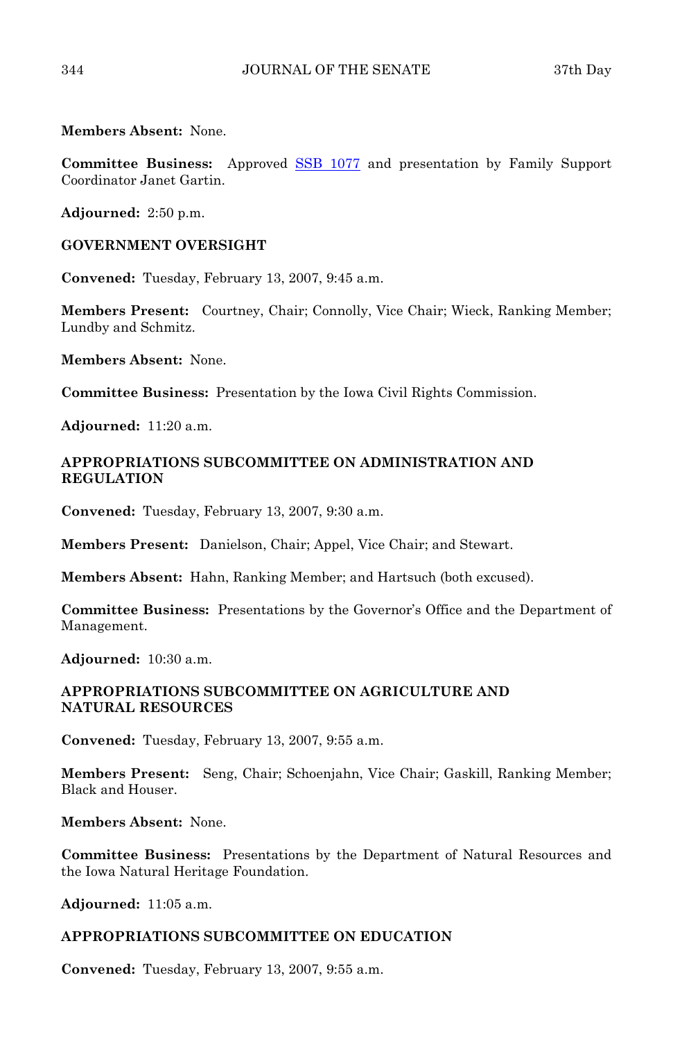**Members Absent:** None.

**Committee Business:** Approved SSB 1077 and presentation by Family Support Coordinator Janet Gartin.

**Adjourned:** 2:50 p.m.

**GOVERNMENT OVERSIGHT**

**Convened:** Tuesday, February 13, 2007, 9:45 a.m.

**Members Present:** Courtney, Chair; Connolly, Vice Chair; Wieck, Ranking Member; Lundby and Schmitz.

**Members Absent:** None.

**Committee Business:** Presentation by the Iowa Civil Rights Commission.

**Adjourned:** 11:20 a.m.

**APPROPRIATIONS SUBCOMMITTEE ON ADMINISTRATION AND REGULATION**

**Convened:** Tuesday, February 13, 2007, 9:30 a.m.

**Members Present:** Danielson, Chair; Appel, Vice Chair; and Stewart.

**Members Absent:** Hahn, Ranking Member; and Hartsuch (both excused).

**Committee Business:** Presentations by the Governor's Office and the Department of Management.

**Adjourned:** 10:30 a.m.

**APPROPRIATIONS SUBCOMMITTEE ON AGRICULTURE AND NATURAL RESOURCES**

**Convened:** Tuesday, February 13, 2007, 9:55 a.m.

**Members Present:** Seng, Chair; Schoenjahn, Vice Chair; Gaskill, Ranking Member; Black and Houser.

**Members Absent:** None.

**Committee Business:** Presentations by the Department of Natural Resources and the Iowa Natural Heritage Foundation.

**Adjourned:** 11:05 a.m.

**APPROPRIATIONS SUBCOMMITTEE ON EDUCATION**

**Convened:** Tuesday, February 13, 2007, 9:55 a.m.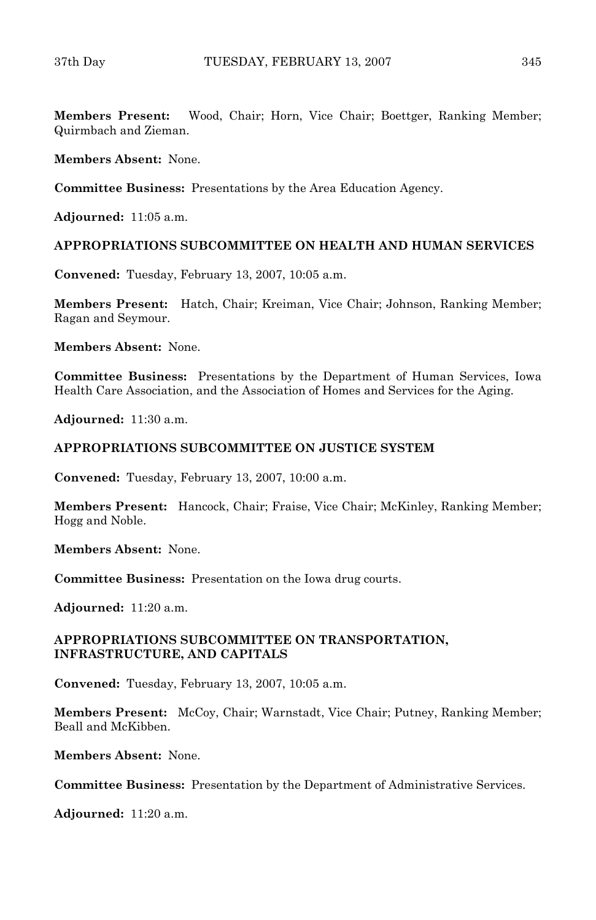**Members Present:** Wood, Chair; Horn, Vice Chair; Boettger, Ranking Member; Quirmbach and Zieman.

**Members Absent:** None.

**Committee Business:** Presentations by the Area Education Agency.

**Adjourned:** 11:05 a.m.

### APPROPRIATIONS SUBCOMMITTEE ON HEALTH AND HUMAN SERVICES

**Convened:** Tuesday, February 13, 2007, 10:05 a.m.

**Members Present:** Hatch, Chair; Kreiman, Vice Chair; Johnson, Ranking Member; Ragan and Seymour.

**Members Absent:** None.

**Committee Business:** Presentations by the Department of Human Services, Iowa Health Care Association, and the Association of Homes and Services for the Aging.

**Adjourned:** 11:30 a.m.

### APPROPRIATIONS SUBCOMMITTEE ON JUSTICE SYSTEM

**Convened:** Tuesday, February 13, 2007, 10:00 a.m.

**Members Present:** Hancock, Chair; Fraise, Vice Chair; McKinley, Ranking Member; Hogg and Noble.

**Members Absent:** None.

**Committee Business:** Presentation on the Iowa drug courts.

**Adjourned:** 11:20 a.m.

### APPROPRIATIONS SUBCOMMITTEE ON TRANSPORTATION, INFRASTRUCTURE, AND CAPITALS

**Convened:** Tuesday, February 13, 2007, 10:05 a.m.

**Members Present:** McCoy, Chair; Warnstadt, Vice Chair; Putney, Ranking Member; Beall and McKibben.

**Members Absent:** None.

**Committee Business:** Presentation by the Department of Administrative Services.

**Adjourned:** 11:20 a.m.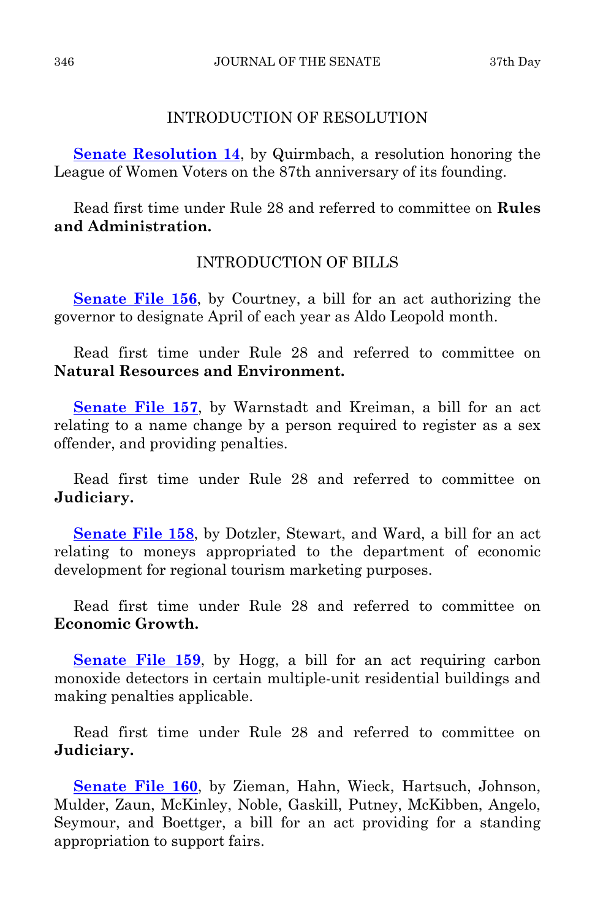## INTRODUCTION OF RESOLUTION

**Senate Resolution 14**, by Quirmbach, a resolution honoring the League of Women Voters on the 87th anniversary of its founding.

Read first time under Rule 28 and referred to committee on **Rules and Administration.**

## INTRODUCTION OF BILLS

**Senate File 156**, by Courtney, a bill for an act authorizing the governor to designate April of each year as Aldo Leopold month.

Read first time under Rule 28 and referred to committee on **Natural Resources and Environment.**

**Senate File 157**, by Warnstadt and Kreiman, a bill for an act relating to a name change by a person required to register as a sex offender, and providing penalties.

Read first time under Rule 28 and referred to committee on **Judiciary.**

**Senate File 158**, by Dotzler, Stewart, and Ward, a bill for an act relating to moneys appropriated to the department of economic development for regional tourism marketing purposes.

Read first time under Rule 28 and referred to committee on **Economic Growth.**

**Senate File 159**, by Hogg, a bill for an act requiring carbon monoxide detectors in certain multiple-unit residential buildings and making penalties applicable.

Read first time under Rule 28 and referred to committee on **Judiciary.**

**Senate File 160**, by Zieman, Hahn, Wieck, Hartsuch, Johnson, Mulder, Zaun, McKinley, Noble, Gaskill, Putney, McKibben, Angelo, Seymour, and Boettger, a bill for an act providing for a standing appropriation to support fairs.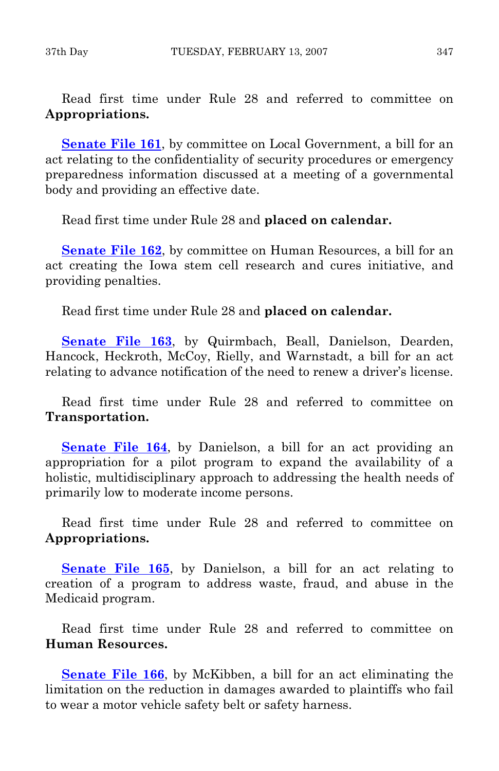Read first time under Rule 28 and referred to committee on **Appropriations.**

**Senate File 161**, by committee on Local Government, a bill for an act relating to the confidentiality of security procedures or emergency preparedness information discussed at a meeting of a governmental body and providing an effective date.

Read first time under Rule 28 and **placed on calendar.**

**Senate File 162**, by committee on Human Resources, a bill for an act creating the Iowa stem cell research and cures initiative, and providing penalties.

Read first time under Rule 28 and **placed on calendar.**

**Senate File 163**, by Quirmbach, Beall, Danielson, Dearden, Hancock, Heckroth, McCoy, Rielly, and Warnstadt, a bill for an act relating to advance notification of the need to renew a driver's license.

Read first time under Rule 28 and referred to committee on **Transportation.**

**Senate File 164**, by Danielson, a bill for an act providing an appropriation for a pilot program to expand the availability of a holistic, multidisciplinary approach to addressing the health needs of primarily low to moderate income persons.

Read first time under Rule 28 and referred to committee on **Appropriations.**

**Senate File 165**, by Danielson, a bill for an act relating to creation of a program to address waste, fraud, and abuse in the Medicaid program.

Read first time under Rule 28 and referred to committee on **Human Resources.**

**Senate File 166**, by McKibben, a bill for an act eliminating the limitation on the reduction in damages awarded to plaintiffs who fail to wear a motor vehicle safety belt or safety harness.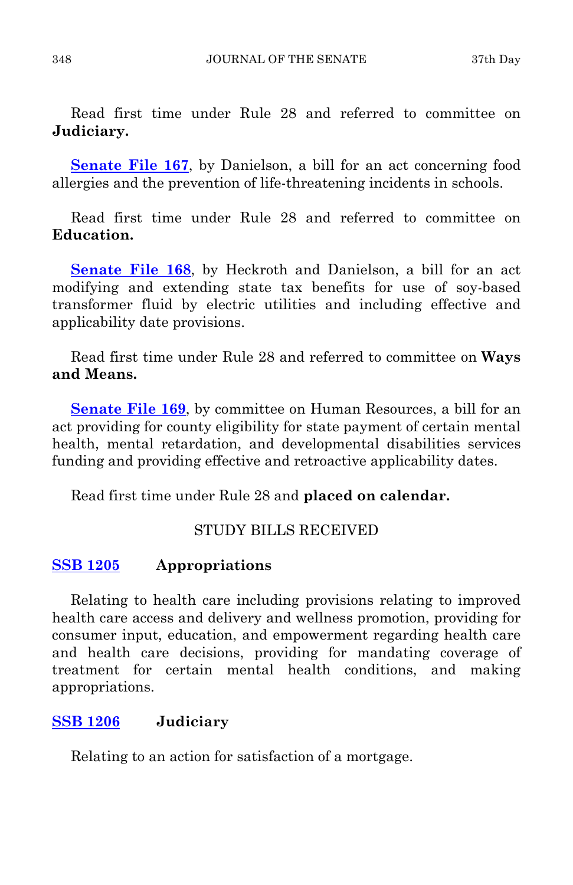Read first time under Rule 28 and referred to committee on **Judiciary.**

**Senate File 167**, by Danielson, a bill for an act concerning food allergies and the prevention of life-threatening incidents in schools.

Read first time under Rule 28 and referred to committee on **Education.**

**Senate File 168**, by Heckroth and Danielson, a bill for an act modifying and extending state tax benefits for use of soy-based transformer fluid by electric utilities and including effective and applicability date provisions.

Read first time under Rule 28 and referred to committee on **Ways and Means.**

**Senate File 169**, by committee on Human Resources, a bill for an act providing for county eligibility for state payment of certain mental health, mental retardation, and developmental disabilities services funding and providing effective and retroactive applicability dates.

Read first time under Rule 28 and **placed on calendar.**

## STUDY BILLS RECEIVED

**SSB 1205** **Appropriations**

Relating to health care including provisions relating to improved health care access and delivery and wellness promotion, providing for consumer input, education, and empowerment regarding health care and health care decisions, providing for mandating coverage of treatment for certain mental health conditions, and making appropriations.

**SSB 1206** **Judiciary**

Relating to an action for satisfaction of a mortgage.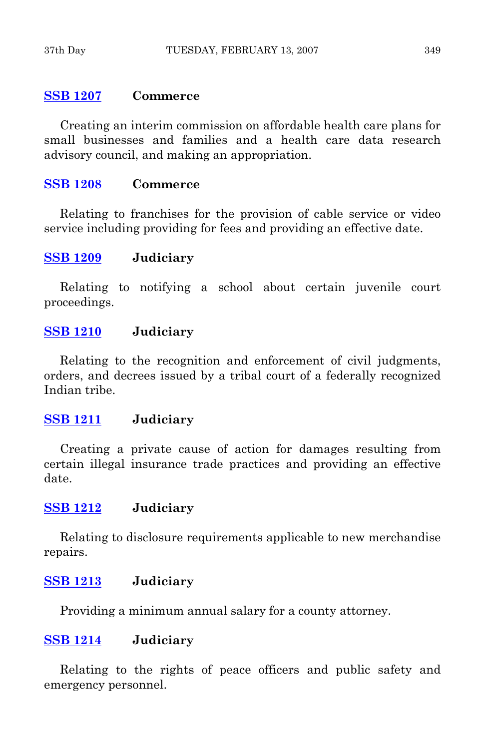**SSB 1207** **Commerce**

Creating an interim commission on affordable health care plans for small businesses and families and a health care data research advisory council, and making an appropriation.

**SSB 1208** **Commerce**

Relating to franchises for the provision of cable service or video service including providing for fees and providing an effective date.

**SSB 1209** **Judiciary**

Relating to notifying a school about certain juvenile court proceedings.

**SSB 1210** **Judiciary**

Relating to the recognition and enforcement of civil judgments, orders, and decrees issued by a tribal court of a federally recognized Indian tribe.

**SSB 1211** **Judiciary**

Creating a private cause of action for damages resulting from certain illegal insurance trade practices and providing an effective date.

**SSB 1212** **Judiciary**

Relating to disclosure requirements applicable to new merchandise repairs.

**SSB 1213** **Judiciary**

Providing a minimum annual salary for a county attorney.

**SSB 1214** **Judiciary**

Relating to the rights of peace officers and public safety and emergency personnel.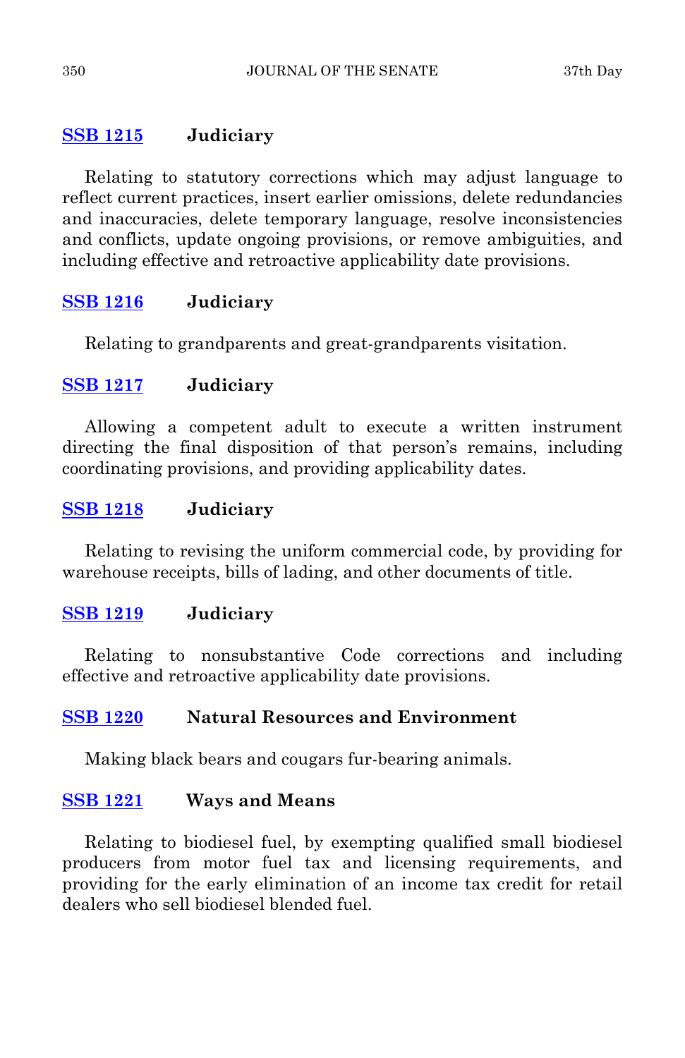**SSB 1215** **Judiciary**

Relating to statutory corrections which may adjust language to reflect current practices, insert earlier omissions, delete redundancies and inaccuracies, delete temporary language, resolve inconsistencies and conflicts, update ongoing provisions, or remove ambiguities, and including effective and retroactive applicability date provisions.

**SSB 1216** **Judiciary**

Relating to grandparents and great-grandparents visitation.

**SSB 1217** **Judiciary**

Allowing a competent adult to execute a written instrument directing the final disposition of that person's remains, including coordinating provisions, and providing applicability dates.

**SSB 1218** **Judiciary**

Relating to revising the uniform commercial code, by providing for warehouse receipts, bills of lading, and other documents of title.

**SSB 1219** **Judiciary**

Relating to nonsubstantive Code corrections and including effective and retroactive applicability date provisions.

**SSB 1220** **Natural Resources and Environment**

Making black bears and cougars fur-bearing animals.

**SSB 1221** **Ways and Means**

Relating to biodiesel fuel, by exempting qualified small biodiesel producers from motor fuel tax and licensing requirements, and providing for the early elimination of an income tax credit for retail dealers who sell biodiesel blended fuel.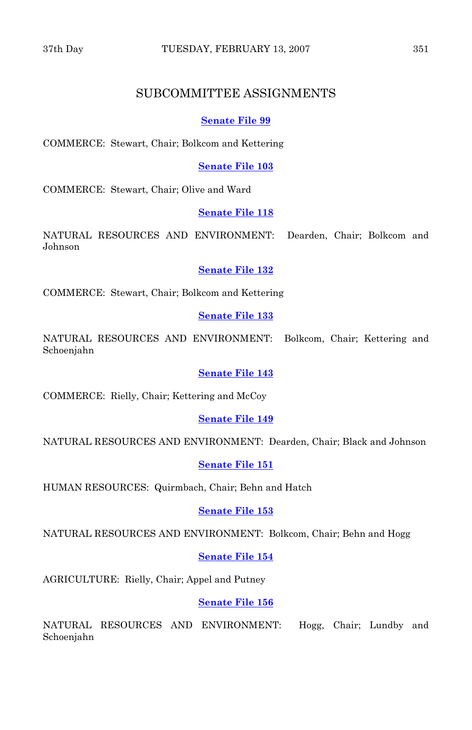## SUBCOMMITTEE ASSIGNMENTS

**Senate File 99**

COMMERCE: Stewart, Chair; Bolkcom and Kettering

**Senate File 103**

COMMERCE: Stewart, Chair; Olive and Ward

**Senate File 118**

NATURAL RESOURCES AND ENVIRONMENT: Dearden, Chair; Bolkcom and Johnson

**Senate File 132**

COMMERCE: Stewart, Chair; Bolkcom and Kettering

**Senate File 133**

NATURAL RESOURCES AND ENVIRONMENT: Bolkcom, Chair; Kettering and Schoenjahn

**Senate File 143**

COMMERCE: Rielly, Chair; Kettering and McCoy

**Senate File 149**

NATURAL RESOURCES AND ENVIRONMENT: Dearden, Chair; Black and Johnson

**Senate File 151**

HUMAN RESOURCES: Quirmbach, Chair; Behn and Hatch

**Senate File 153**

NATURAL RESOURCES AND ENVIRONMENT: Bolkcom, Chair; Behn and Hogg

**Senate File 154**

AGRICULTURE: Rielly, Chair; Appel and Putney

**Senate File 156**

NATURAL RESOURCES AND ENVIRONMENT: Hogg, Chair; Lundby and Schoenjahn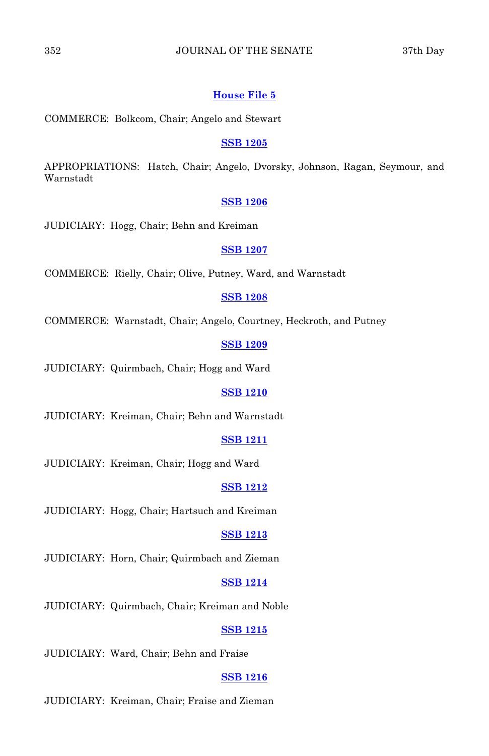**House File 5**

COMMERCE: Bolkcom, Chair; Angelo and Stewart

**SSB 1205**

APPROPRIATIONS: Hatch, Chair; Angelo, Dvorsky, Johnson, Ragan, Seymour, and Warnstadt

**SSB 1206**

JUDICIARY: Hogg, Chair; Behn and Kreiman

**SSB 1207**

COMMERCE: Rielly, Chair; Olive, Putney, Ward, and Warnstadt

**SSB 1208**

COMMERCE: Warnstadt, Chair; Angelo, Courtney, Heckroth, and Putney

**SSB 1209**

JUDICIARY: Quirmbach, Chair; Hogg and Ward

**SSB 1210**

JUDICIARY: Kreiman, Chair; Behn and Warnstadt

**SSB 1211**

JUDICIARY: Kreiman, Chair; Hogg and Ward

**SSB 1212**

JUDICIARY: Hogg, Chair; Hartsuch and Kreiman

**SSB 1213**

JUDICIARY: Horn, Chair; Quirmbach and Zieman

**SSB 1214**

JUDICIARY: Quirmbach, Chair; Kreiman and Noble

**SSB 1215**

JUDICIARY: Ward, Chair; Behn and Fraise

**SSB 1216**

JUDICIARY: Kreiman, Chair; Fraise and Zieman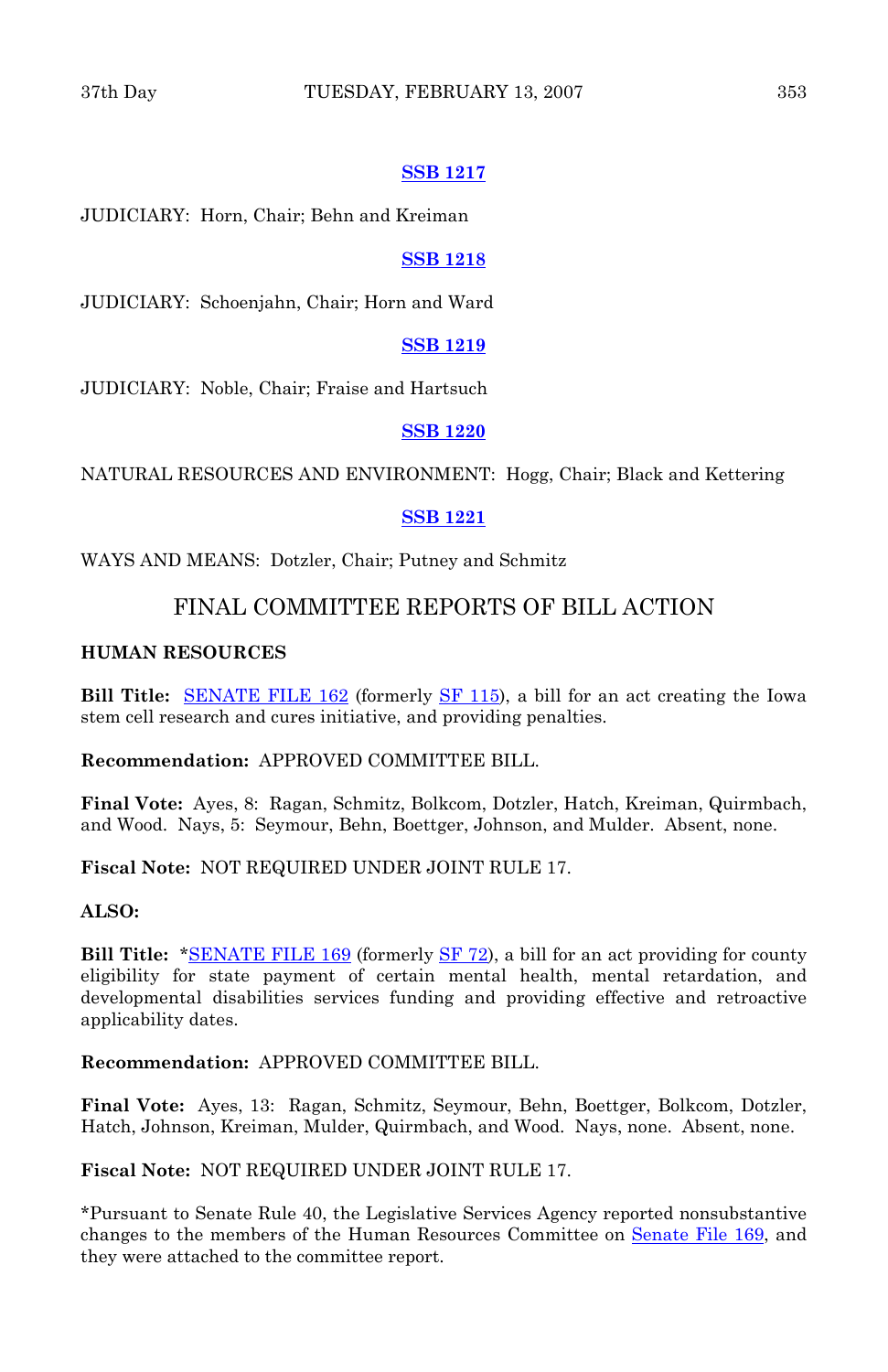**SSB 1217**

JUDICIARY: Horn, Chair; Behn and Kreiman

**SSB 1218**

JUDICIARY: Schoenjahn, Chair; Horn and Ward

**SSB 1219**

JUDICIARY: Noble, Chair; Fraise and Hartsuch

**SSB 1220**

NATURAL RESOURCES AND ENVIRONMENT: Hogg, Chair; Black and Kettering

**SSB 1221**

WAYS AND MEANS: Dotzler, Chair; Putney and Schmitz

## FINAL COMMITTEE REPORTS OF BILL ACTION

**HUMAN RESOURCES**

**Bill Title:** SENATE FILE 162 (formerly SF 115), a bill for an act creating the Iowa stem cell research and cures initiative, and providing penalties.

**Recommendation:** APPROVED COMMITTEE BILL.

**Final Vote:** Ayes, 8: Ragan, Schmitz, Bolkcom, Dotzler, Hatch, Kreiman, Quirmbach, and Wood. Nays, 5: Seymour, Behn, Boettger, Johnson, and Mulder. Absent, none.

**Fiscal Note:** NOT REQUIRED UNDER JOINT RULE 17.

**ALSO:**

**Bill Title:** *SENATE FILE 169 (formerly SF 72), a bill for an act providing for county eligibility for state payment of certain mental health, mental retardation, and developmental disabilities services funding and providing effective and retroactive applicability dates.

**Recommendation:** APPROVED COMMITTEE BILL.

**Final Vote:** Ayes, 13: Ragan, Schmitz, Seymour, Behn, Boettger, Bolkcom, Dotzler, Hatch, Johnson, Kreiman, Mulder, Quirmbach, and Wood. Nays, none. Absent, none.

**Fiscal Note:** NOT REQUIRED UNDER JOINT RULE 17.

*Pursuant to Senate Rule 40, the Legislative Services Agency reported nonsubstantive changes to the members of the Human Resources Committee on Senate File 169, and they were attached to the committee report.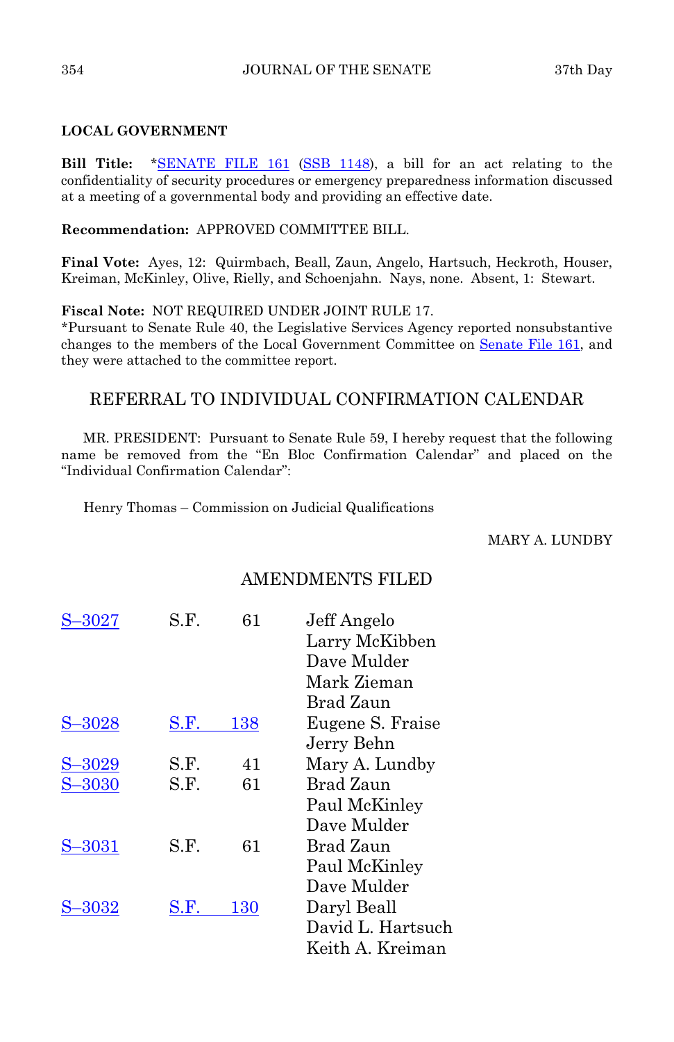**LOCAL GOVERNMENT**

**Bill Title:** *SENATE FILE 161 (SSB 1148), a bill for an act relating to the confidentiality of security procedures or emergency preparedness information discussed at a meeting of a governmental body and providing an effective date.

**Recommendation:** APPROVED COMMITTEE BILL.

**Final Vote:** Ayes, 12: Quirmbach, Beall, Zaun, Angelo, Hartsuch, Heckroth, Houser, Kreiman, McKinley, Olive, Rielly, and Schoenjahn. Nays, none. Absent, 1: Stewart.

**Fiscal Note:** NOT REQUIRED UNDER JOINT RULE 17.

*Pursuant to Senate Rule 40, the Legislative Services Agency reported nonsubstantive changes to the members of the Local Government Committee on Senate File 161, and they were attached to the committee report.

## REFERRAL TO INDIVIDUAL CONFIRMATION CALENDAR

MR. PRESIDENT: Pursuant to Senate Rule 59, I hereby request that the following name be removed from the "En Bloc Confirmation Calendar" and placed on the "Individual Confirmation Calendar":

Henry Thomas – Commission on Judicial Qualifications

MARY A. LUNDBY

## AMENDMENTS FILED

| | | | |
|---|---|---|---|
| S–3027 | S.F. | 61 | Jeff Angelo<br>Larry McKibben<br>Dave Mulder<br>Mark Zieman<br>Brad Zaun |
| S–3028 | S.F. | 138 | Eugene S. Fraise<br>Jerry Behn |
| S–3029 | S.F. | 41 | Mary A. Lundby |
| S–3030 | S.F. | 61 | Brad Zaun<br>Paul McKinley<br>Dave Mulder |
| S–3031 | S.F. | 61 | Brad Zaun<br>Paul McKinley<br>Dave Mulder |
| S–3032 | S.F. | 130 | Daryl Beall<br>David L. Hartsuch<br>Keith A. Kreiman |